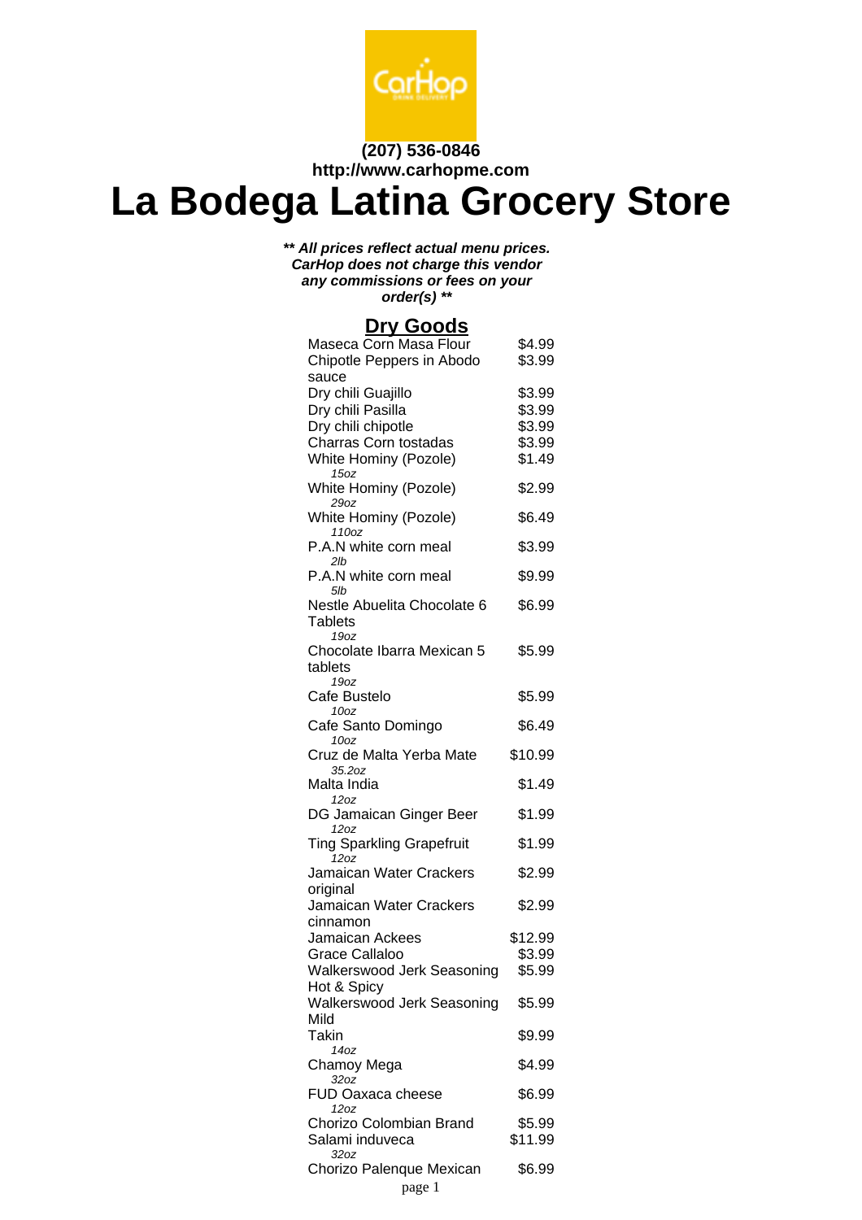(207) 536-0846
http://www.carhopme.com

# La Bodega Latina Grocery Store

***\*\* All prices reflect actual menu prices. CarHop does not charge this vendor any commissions or fees on your order(s) \*\****

## Dry Goods

| Item | Price |
|---|---|
| Maseca Corn Masa Flour | $4.99 |
| Chipotle Peppers in Abodo sauce | $3.99 |
| Dry chili Guajillo | $3.99 |
| Dry chili Pasilla | $3.99 |
| Dry chili chipotle | $3.99 |
| Charras Corn tostadas | $3.99 |
| White Hominy (Pozole) *15oz* | $1.49 |
| White Hominy (Pozole) *29oz* | $2.99 |
| White Hominy (Pozole) *110oz* | $6.49 |
| P.A.N white corn meal *2lb* | $3.99 |
| P.A.N white corn meal *5lb* | $9.99 |
| Nestle Abuelita Chocolate 6 Tablets *19oz* | $6.99 |
| Chocolate Ibarra Mexican 5 tablets *19oz* | $5.99 |
| Cafe Bustelo *10oz* | $5.99 |
| Cafe Santo Domingo *10oz* | $6.49 |
| Cruz de Malta Yerba Mate *35.2oz* | $10.99 |
| Malta India *12oz* | $1.49 |
| DG Jamaican Ginger Beer *12oz* | $1.99 |
| Ting Sparkling Grapefruit *12oz* | $1.99 |
| Jamaican Water Crackers original | $2.99 |
| Jamaican Water Crackers cinnamon | $2.99 |
| Jamaican Ackees | $12.99 |
| Grace Callaloo | $3.99 |
| Walkerswood Jerk Seasoning Hot & Spicy | $5.99 |
| Walkerswood Jerk Seasoning Mild | $5.99 |
| Takin *14oz* | $9.99 |
| Chamoy Mega *32oz* | $4.99 |
| FUD Oaxaca cheese *12oz* | $6.99 |
| Chorizo Colombian Brand | $5.99 |
| Salami induveca *32oz* | $11.99 |
| Chorizo Palenque Mexican | $6.99 |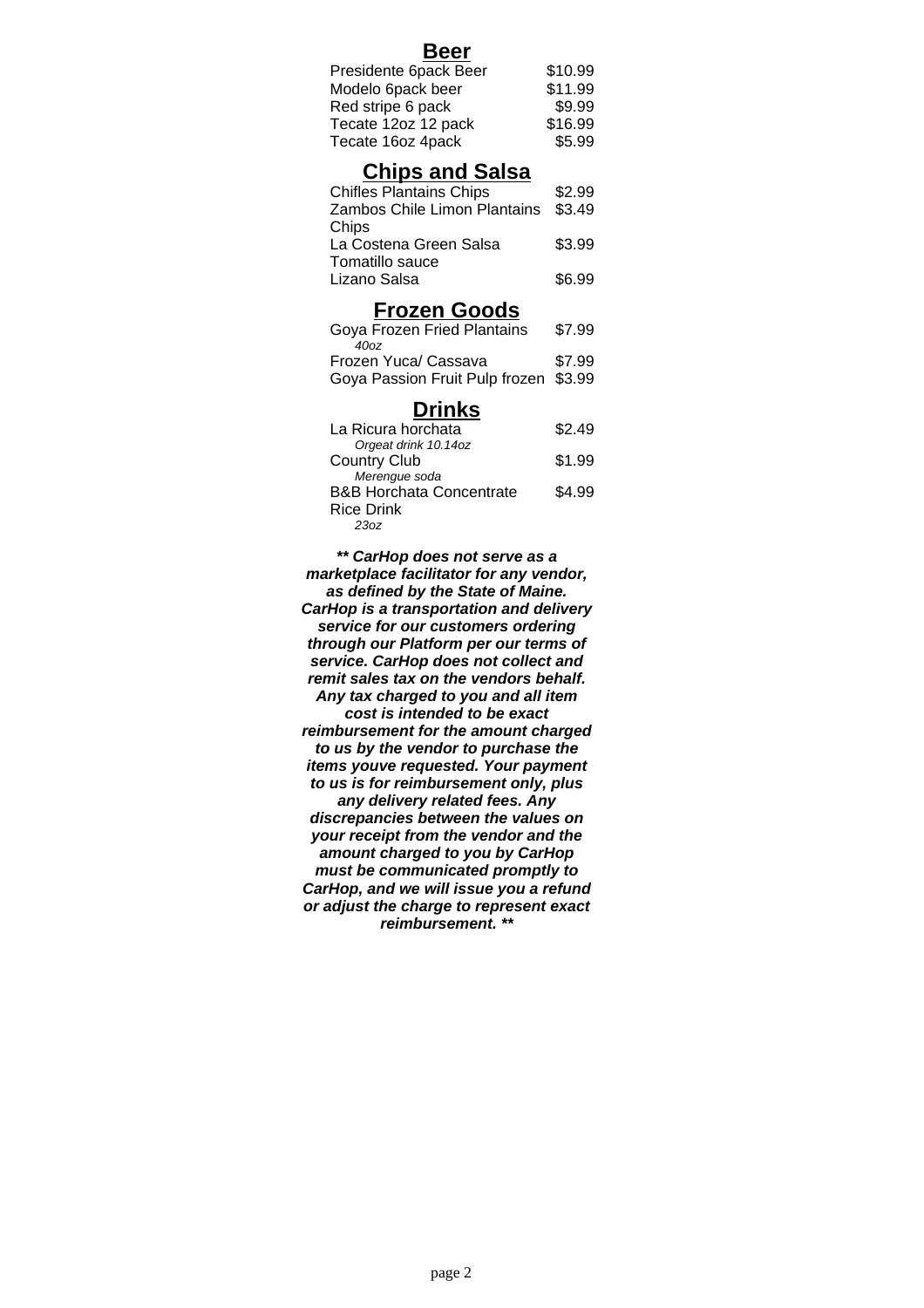## Beer

| | |
|---|---|
| Presidente 6pack Beer | $10.99 |
| Modelo 6pack beer | $11.99 |
| Red stripe 6 pack | $9.99 |
| Tecate 12oz 12 pack | $16.99 |
| Tecate 16oz 4pack | $5.99 |

## Chips and Salsa

| | |
|---|---|
| Chifles Plantains Chips | $2.99 |
| Zambos Chile Limon Plantains Chips | $3.49 |
| La Costena Green Salsa Tomatillo sauce | $3.99 |
| Lizano Salsa | $6.99 |

## Frozen Goods

| | |
|---|---|
| Goya Frozen Fried Plantains *40oz* | $7.99 |
| Frozen Yuca/ Cassava | $7.99 |
| Goya Passion Fruit Pulp frozen | $3.99 |

## Drinks

| | |
|---|---|
| La Ricura horchata *Orgeat drink 10.14oz* | $2.49 |
| Country Club *Merengue soda* | $1.99 |
| B&B Horchata Concentrate Rice Drink *23oz* | $4.99 |

***\*\* CarHop does not serve as a marketplace facilitator for any vendor, as defined by the State of Maine. CarHop is a transportation and delivery service for our customers ordering through our Platform per our terms of service. CarHop does not collect and remit sales tax on the vendors behalf. Any tax charged to you and all item cost is intended to be exact reimbursement for the amount charged to us by the vendor to purchase the items youve requested. Your payment to us is for reimbursement only, plus any delivery related fees. Any discrepancies between the values on your receipt from the vendor and the amount charged to you by CarHop must be communicated promptly to CarHop, and we will issue you a refund or adjust the charge to represent exact reimbursement. \*\****